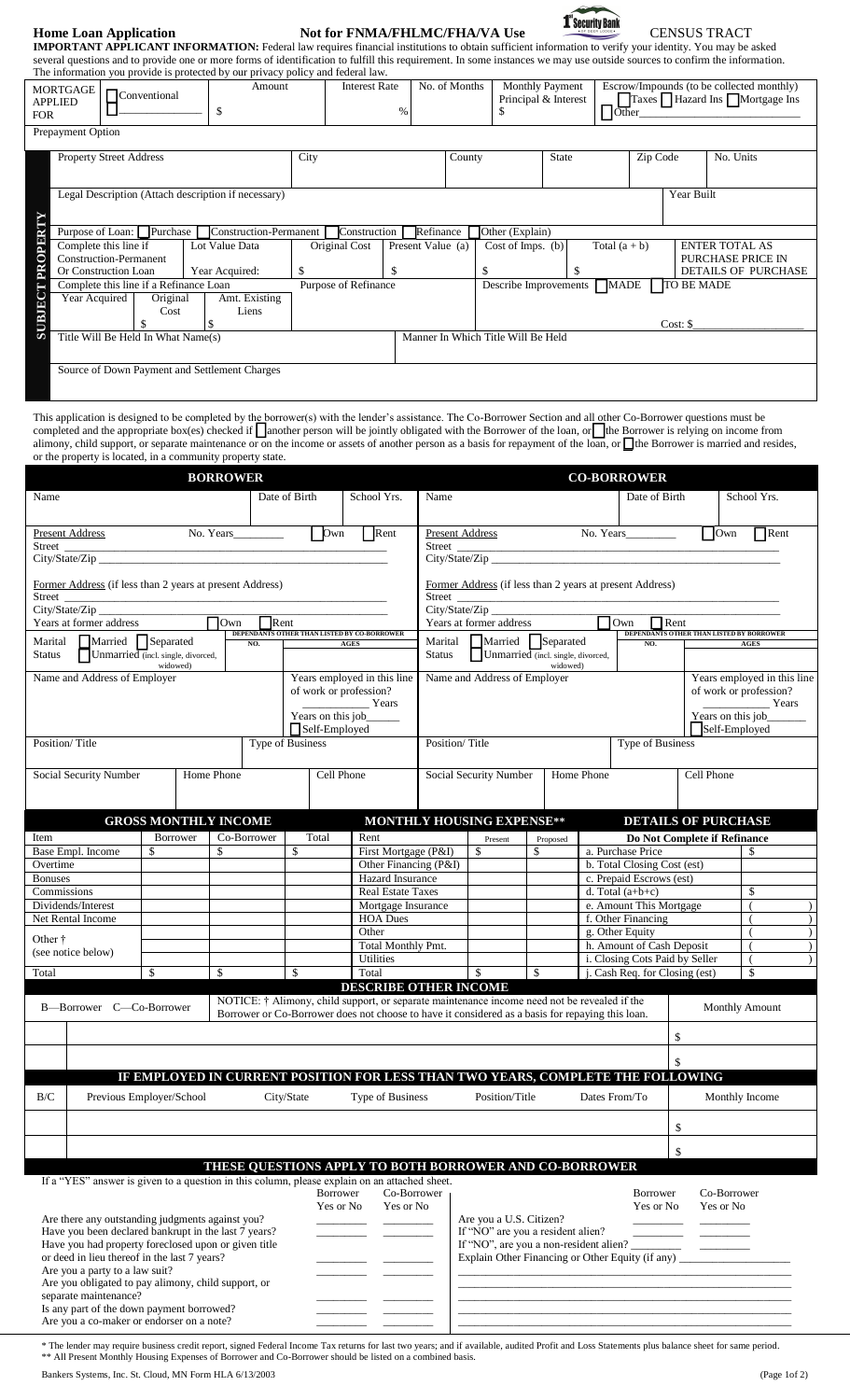# Home Loan Application

**Not for FNMA/FHLMC/FHA/VA Use**

1st Security Bank

CENSUS TRACT

**IMPORTANT APPLICANT INFORMATION:** Federal law requires financial institutions to obtain sufficient information to verify your identity. You may be asked several questions and to provide one or more forms of identification to fulfill this requirement. In some instances we may use outside sources to confirm the information. The information you provide is protected by our privacy policy and federal law.

| MORTGAGE APPLIED FOR | ☐ Conventional ☐ ______________ | Amount $ | Interest Rate % | No. of Months | Monthly Payment Principal & Interest $ | Escrow/Impounds (to be collected monthly) ☐ Taxes ☐ Hazard Ins ☐ Mortgage Ins ☐ Other ______ |
|---|---|---|---|---|---|---|
| Prepayment Option | | | | | | |

## SUBJECT PROPERTY

| Property Street Address | City | County | State | Zip Code | No. Units |
|---|---|---|---|---|---|
| | | | | | |

| Legal Description (Attach description if necessary) | Year Built |
|---|---|
| | |

Purpose of Loan: ☐ Purchase ☐ Construction-Permanent ☐ Construction ☐ Refinance ☐ Other (Explain)

| Complete this line if Construction-Permanent Or Construction Loan | Lot Value Data Year Acquired: | Original Cost $ | Present Value (a) $ | Cost of Imps. (b) $ | Total (a + b) $ | ENTER TOTAL AS PURCHASE PRICE IN DETAILS OF PURCHASE |
|---|---|---|---|---|---|---|

| Complete this line if a Refinance Loan | | | Purpose of Refinance | Describe Improvements ☐ MADE ☐ TO BE MADE |
|---|---|---|---|---|
| Year Acquired | Original Cost $ | Amt. Existing Liens $ | | Cost: $__________ |

| Title Will Be Held In What Name(s) | Manner In Which Title Will Be Held |
|---|---|
| | |

Source of Down Payment and Settlement Charges

This application is designed to be completed by the borrower(s) with the lender's assistance. The Co-Borrower Section and all other Co-Borrower questions must be completed and the appropriate box(es) checked if ☐ another person will be jointly obligated with the Borrower of the loan, or ☐ the Borrower is relying on income from alimony, child support, or separate maintenance or on the income or assets of another person as a basis for repayment of the loan, or ☐ the Borrower is married and resides, or the property is located, in a community property state.

## BORROWER / CO-BORROWER

| BORROWER | CO-BORROWER |
|---|---|
| Name / Date of Birth / School Yrs. | Name / Date of Birth / School Yrs. |
| Present Address No. Years________ ☐ Own ☐ Rent<br>Street ______<br>City/State/Zip ______ | Present Address No. Years________ ☐ Own ☐ Rent<br>Street ______<br>City/State/Zip ______ |
| Former Address (if less than 2 years at present Address)<br>Street ______<br>City/State/Zip ______<br>Years at former address ☐ Own ☐ Rent | Former Address (if less than 2 years at present Address)<br>Street ______<br>City/State/Zip ______<br>Years at former address ☐ Own ☐ Rent |
| Marital Status ☐ Married ☐ Separated ☐ Unmarried (incl. single, divorced, widowed)<br>DEPENDANTS OTHER THAN LISTED BY CO-BORROWER: NO. / AGES | Marital Status ☐ Married ☐ Separated ☐ Unmarried (incl. single, divorced, widowed)<br>DEPENDANTS OTHER THAN LISTED BY BORROWER: NO. / AGES |
| Name and Address of Employer<br>Years employed in this line of work or profession? ______ Years<br>Years on this job______<br>☐ Self-Employed | Name and Address of Employer<br>Years employed in this line of work or profession? ______ Years<br>Years on this job______<br>☐ Self-Employed |
| Position/ Title / Type of Business | Position/ Title / Type of Business |
| Social Security Number / Home Phone / Cell Phone | Social Security Number / Home Phone / Cell Phone |

## GROSS MONTHLY INCOME / MONTHLY HOUSING EXPENSE** / DETAILS OF PURCHASE

| Item | Borrower | Co-Borrower | Total | Rent | Present | Proposed | Do Not Complete if Refinance | |
|---|---|---|---|---|---|---|---|---|
| Base Empl. Income | $ | $ | $ | First Mortgage (P&I) | $ | $ | a. Purchase Price | $ |
| Overtime | | | | Other Financing (P&I) | | | b. Total Closing Cost (est) | |
| Bonuses | | | | Hazard Insurance | | | c. Prepaid Escrows (est) | |
| Commissions | | | | Real Estate Taxes | | | d. Total (a+b+c) | $ |
| Dividends/Interest | | | | Mortgage Insurance | | | e. Amount This Mortgage | ( ) |
| Net Rental Income | | | | HOA Dues | | | f. Other Financing | ( ) |
| Other † (see notice below) | | | | Other | | | g. Other Equity | ( ) |
| | | | | Total Monthly Pmt. | | | h. Amount of Cash Deposit | ( ) |
| | | | | Utilities | | | i. Closing Cots Paid by Seller | ( ) |
| Total | $ | $ | $ | Total | $ | $ | j. Cash Req. for Closing (est) | $ |

## DESCRIBE OTHER INCOME

| B—Borrower C—Co-Borrower | NOTICE: † Alimony, child support, or separate maintenance income need not be revealed if the Borrower or Co-Borrower does not choose to have it considered as a basis for repaying this loan. | Monthly Amount |
|---|---|---|
| | | $ |
| | | $ |

## IF EMPLOYED IN CURRENT POSITION FOR LESS THAN TWO YEARS, COMPLETE THE FOLLOWING

| B/C | Previous Employer/School | City/State | Type of Business | Position/Title | Dates From/To | Monthly Income |
|---|---|---|---|---|---|---|
| | | | | | | $ |
| | | | | | | $ |

## THESE QUESTIONS APPLY TO BOTH BORROWER AND CO-BORROWER

If a "YES" answer is given to a question in this column, please explain on an attached sheet.

| | Borrower Yes or No | Co-Borrower Yes or No |
|---|---|---|
| Are there any outstanding judgments against you? | ______ | ______ |
| Have you been declared bankrupt in the last 7 years? | ______ | ______ |
| Have you had property foreclosed upon or given title or deed in lieu thereof in the last 7 years? | ______ | ______ |
| Are you a party to a law suit? | ______ | ______ |
| Are you obligated to pay alimony, child support, or separate maintenance? | ______ | ______ |
| Is any part of the down payment borrowed? | ______ | ______ |
| Are you a co-maker or endorser on a note? | ______ | ______ |

| | Borrower Yes or No | Co-Borrower Yes or No |
|---|---|---|
| Are you a U.S. Citizen? | ______ | ______ |
| If "NO" are you a resident alien? | ______ | ______ |
| If "NO", are you a non-resident alien? | ______ | ______ |

Explain Other Financing or Other Equity (if any) ____________________

\* The lender may require business credit report, signed Federal Income Tax returns for last two years; and if available, audited Profit and Loss Statements plus balance sheet for same period.

\** All Present Monthly Housing Expenses of Borrower and Co-Borrower should be listed on a combined basis.

Bankers Systems, Inc. St. Cloud, MN Form HLA 6/13/2003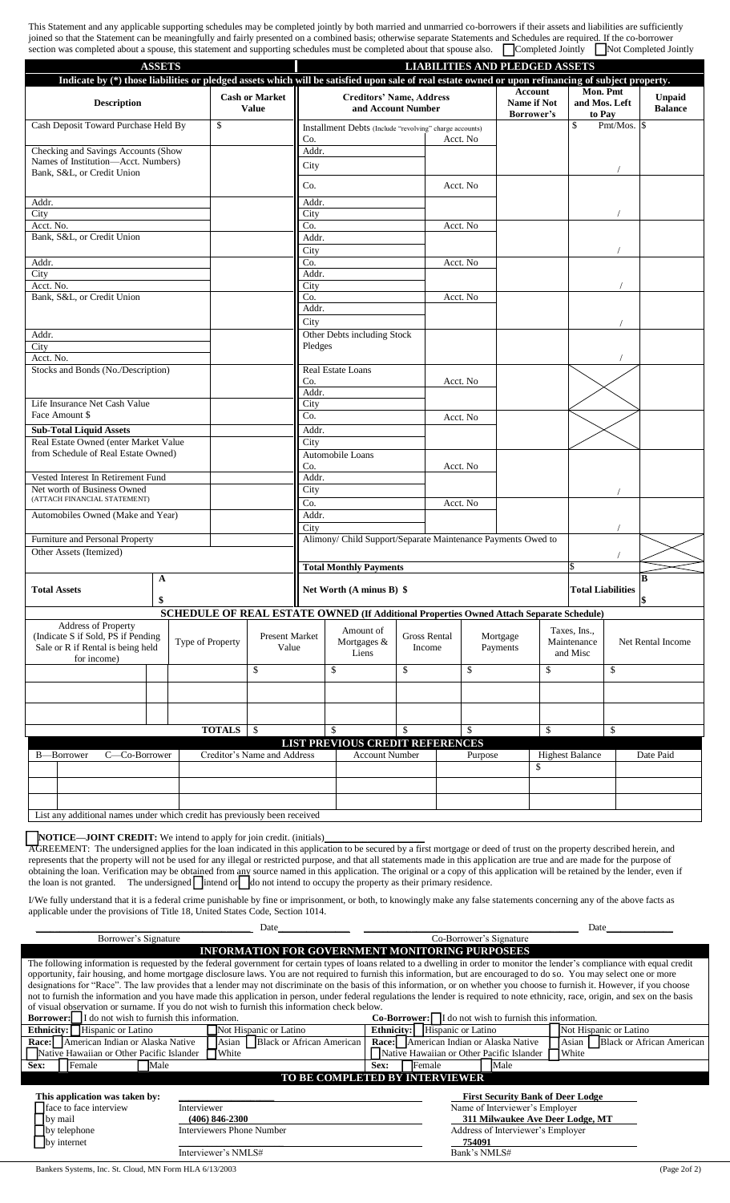This Statement and any applicable supporting schedules may be completed jointly by both married and unmarried co-borrowers if their assets and liabilities are sufficiently joined so that the Statement can be meaningfully and fairly presented on a combined basis; otherwise separate Statements and Schedules are required. If the co-borrower section was completed about a spouse, this statement and supporting schedules must be completed about that spouse also. ☐ Completed Jointly ☐ Not Completed Jointly

## ASSETS / LIABILITIES AND PLEDGED ASSETS

**Indicate by (*) those liabilities or pledged assets which will be satisfied upon sale of real estate owned or upon refinancing of subject property.**

| Description | Cash or Market Value | Creditors' Name, Address and Account Number | Account Name if Not Borrower's | Mon. Pmt and Mos. Left to Pay | Unpaid Balance |
|---|---|---|---|---|---|
| Cash Deposit Toward Purchase Held By | $ | Installment Debts (Include "revolving" charge accounts) Co. Acct. No Addr. City | | $ Pmt/Mos. / | $ |
| Checking and Savings Accounts (Show Names of Institution—Acct. Numbers) Bank, S&L, or Credit Union Addr. City Acct. No. | | Co. Acct. No Addr. City | | / | |
| Bank, S&L, or Credit Union Addr. City Acct. No. | | Co. Acct. No Addr. City | | / | |
| | | Co. Acct. No Addr. City | | / | |
| Bank, S&L, or Credit Union Addr. City Acct. No. | | Co. Acct. No Addr. City | | / | |
| | | Other Debts including Stock Pledges | | / | |
| Stocks and Bonds (No./Description) | | Real Estate Loans Co. Acct. No Addr. City | | | |
| Life Insurance Net Cash Value Face Amount $ | | Co. Acct. No Addr. City | | | |
| **Sub-Total Liquid Assets** | | | | | |
| Real Estate Owned (enter Market Value from Schedule of Real Estate Owned) | | Automobile Loans Co. Acct. No Addr. City | | / | |
| Vested Interest In Retirement Fund | | | | | |
| Net worth of Business Owned (ATTACH FINANCIAL STATEMENT) | | Co. Acct. No Addr. City | | / | |
| Automobiles Owned (Make and Year) | | | | | |
| Furniture and Personal Property | | Alimony/ Child Support/Separate Maintenance Payments Owed to | | / | |
| Other Assets (Itemized) | | | | | |
| | | **Total Monthly Payments** | | $ | |
| **Total Assets** A $ | | Net Worth (A minus B) $ | | **Total Liabilities** | B $ |

## SCHEDULE OF REAL ESTATE OWNED (If Additional Properties Owned Attach Separate Schedule)

| Address of Property (Indicate S if Sold, PS if Pending Sale or R if Rental is being held for income) | | Type of Property | Present Market Value | Amount of Mortgages & Liens | Gross Rental Income | Mortgage Payments | Taxes, Ins., Maintenance and Misc | Net Rental Income |
|---|---|---|---|---|---|---|---|---|
| | | | $ | $ | $ | $ | $ | $ |
| | | | | | | | | |
| | | | | | | | | |
| | | | | | | | | |
| | | **TOTALS** | $ | $ | $ | $ | $ | $ |

## LIST PREVIOUS CREDIT REFERENCES

| B—Borrower C—Co-Borrower | Creditor's Name and Address | Account Number | Purpose | Highest Balance | Date Paid |
|---|---|---|---|---|---|
| | | | | $ | |
| | | | | | |
| | | | | | |

List any additional names under which credit has previously been received

☐ **NOTICE—JOINT CREDIT:** We intend to apply for join credit. (initials)____________

AGREEMENT: The undersigned applies for the loan indicated in this application to be secured by a first mortgage or deed of trust on the property described herein, and represents that the property will not be used for any illegal or restricted purpose, and that all statements made in this application are true and are made for the purpose of obtaining the loan. Verification may be obtained from any source named in this application. The original or a copy of this application will be retained by the lender, even if the loan is not granted. The undersigned ☐ intend or ☐ do not intend to occupy the property as their primary residence.

I/We fully understand that it is a federal crime punishable by fine or imprisonment, or both, to knowingly make any false statements concerning any of the above facts as applicable under the provisions of Title 18, United States Code, Section 1014.

_______________________ Date_________ _______________________ Date_________

Borrower's Signature Co-Borrower's Signature

## INFORMATION FOR GOVERNMENT MONITORING PURPOSEES

The following information is requested by the federal government for certain types of loans related to a dwelling in order to monitor the lender's compliance with equal credit opportunity, fair housing, and home mortgage disclosure laws. You are not required to furnish this information, but are encouraged to do so. You may select one or more designations for "Race". The law provides that a lender may not discriminate on the basis of this information, or on whether you choose to furnish it. However, if you choose not to furnish the information and you have made this application in person, under federal regulations the lender is required to note ethnicity, race, origin, and sex on the basis of visual observation or surname. If you do not wish to furnish this information check below.

**Borrower:** ☐ I do not wish to furnish this information.
**Ethnicity:** ☐ Hispanic or Latino ☐ Not Hispanic or Latino
**Race:** ☐ American Indian or Alaska Native ☐ Asian ☐ Black or African American ☐ Native Hawaiian or Other Pacific Islander ☐ White
**Sex:** ☐ Female ☐ Male

**Co-Borrower:** ☐ I do not wish to furnish this information.
**Ethnicity:** ☐ Hispanic or Latino ☐ Not Hispanic or Latino
**Race:** ☐ American Indian or Alaska Native ☐ Asian ☐ Black or African American ☐ Native Hawaiian or Other Pacific Islander ☐ White
**Sex:** ☐ Female ☐ Male

## TO BE COMPLETED BY INTERVIEWER

**This application was taken by:**
☐ face to face interview
☐ by mail
☐ by telephone
☐ by internet

Interviewer
(406) 846-2300
Interviewers Phone Number

Interviewer's NMLS#

First Security Bank of Deer Lodge
Name of Interviewer's Employer
311 Milwaukee Ave Deer Lodge, MT
Address of Interviewer's Employer
754091
Bank's NMLS#

Bankers Systems, Inc. St. Cloud, MN Form HLA 6/13/2003